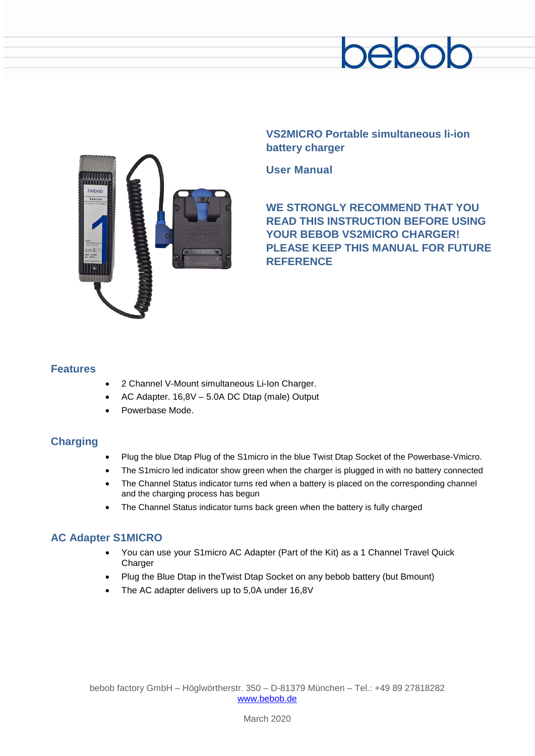bebob

# VS2MICRO Portable simultaneous li-ion battery charger

## User Manual

**WE STRONGLY RECOMMEND THAT YOU READ THIS INSTRUCTION BEFORE USING YOUR BEBOB VS2MICRO CHARGER! PLEASE KEEP THIS MANUAL FOR FUTURE REFERENCE**

## Features

- 2 Channel V-Mount simultaneous Li-Ion Charger.
- AC Adapter. 16,8V – 5.0A DC Dtap (male) Output
- Powerbase Mode.

## Charging

- Plug the blue Dtap Plug of the S1micro in the blue Twist Dtap Socket of the Powerbase-Vmicro.
- The S1micro led indicator show green when the charger is plugged in with no battery connected
- The Channel Status indicator turns red when a battery is placed on the corresponding channel and the charging process has begun
- The Channel Status indicator turns back green when the battery is fully charged

## AC Adapter S1MICRO

- You can use your S1micro AC Adapter (Part of the Kit) as a 1 Channel Travel Quick Charger
- Plug the Blue Dtap in theTwist Dtap Socket on any bebob battery (but Bmount)
- The AC adapter delivers up to 5,0A under 16,8V

bebob factory GmbH – Höglwörtherstr. 350 – D-81379 München – Tel.: +49 89 27818282
www.bebob.de

March 2020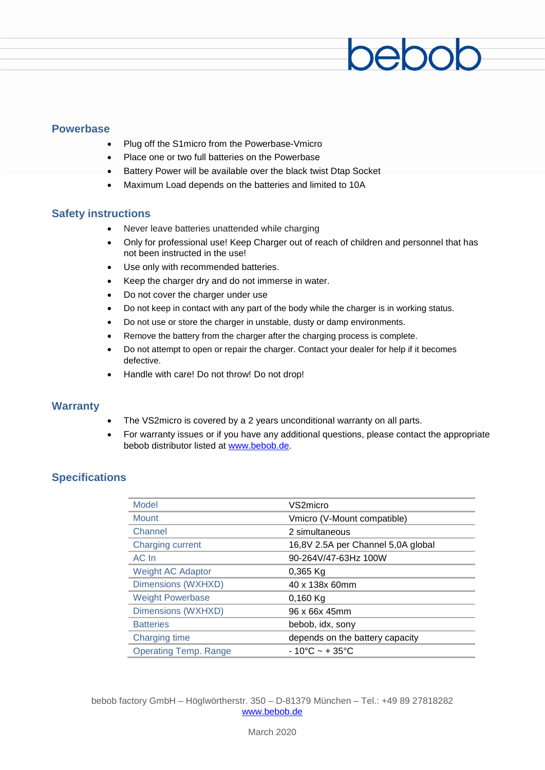## Powerbase

- Plug off the S1micro from the Powerbase-Vmicro
- Place one or two full batteries on the Powerbase
- Battery Power will be available over the black twist Dtap Socket
- Maximum Load depends on the batteries and limited to 10A

## Safety instructions

- Never leave batteries unattended while charging
- Only for professional use! Keep Charger out of reach of children and personnel that has not been instructed in the use!
- Use only with recommended batteries.
- Keep the charger dry and do not immerse in water.
- Do not cover the charger under use
- Do not keep in contact with any part of the body while the charger is in working status.
- Do not use or store the charger in unstable, dusty or damp environments.
- Remove the battery from the charger after the charging process is complete.
- Do not attempt to open or repair the charger. Contact your dealer for help if it becomes defective.
- Handle with care! Do not throw! Do not drop!

## Warranty

- The VS2micro is covered by a 2 years unconditional warranty on all parts.
- For warranty issues or if you have any additional questions, please contact the appropriate bebob distributor listed at www.bebob.de.

## Specifications

| | |
|---|---|
| Model | VS2micro |
| Mount | Vmicro (V-Mount compatible) |
| Channel | 2 simultaneous |
| Charging current | 16,8V 2.5A per Channel 5,0A global |
| AC In | 90-264V/47-63Hz 100W |
| Weight AC Adaptor | 0,365 Kg |
| Dimensions (WXHXD) | 40 x 138x 60mm |
| Weight Powerbase | 0,160 Kg |
| Dimensions (WXHXD) | 96 x 66x 45mm |
| Batteries | bebob, idx, sony |
| Charging time | depends on the battery capacity |
| Operating Temp. Range | - 10°C ~ + 35°C |

bebob factory GmbH – Höglwörtherstr. 350 – D-81379 München – Tel.: +49 89 27818282
www.bebob.de

March 2020